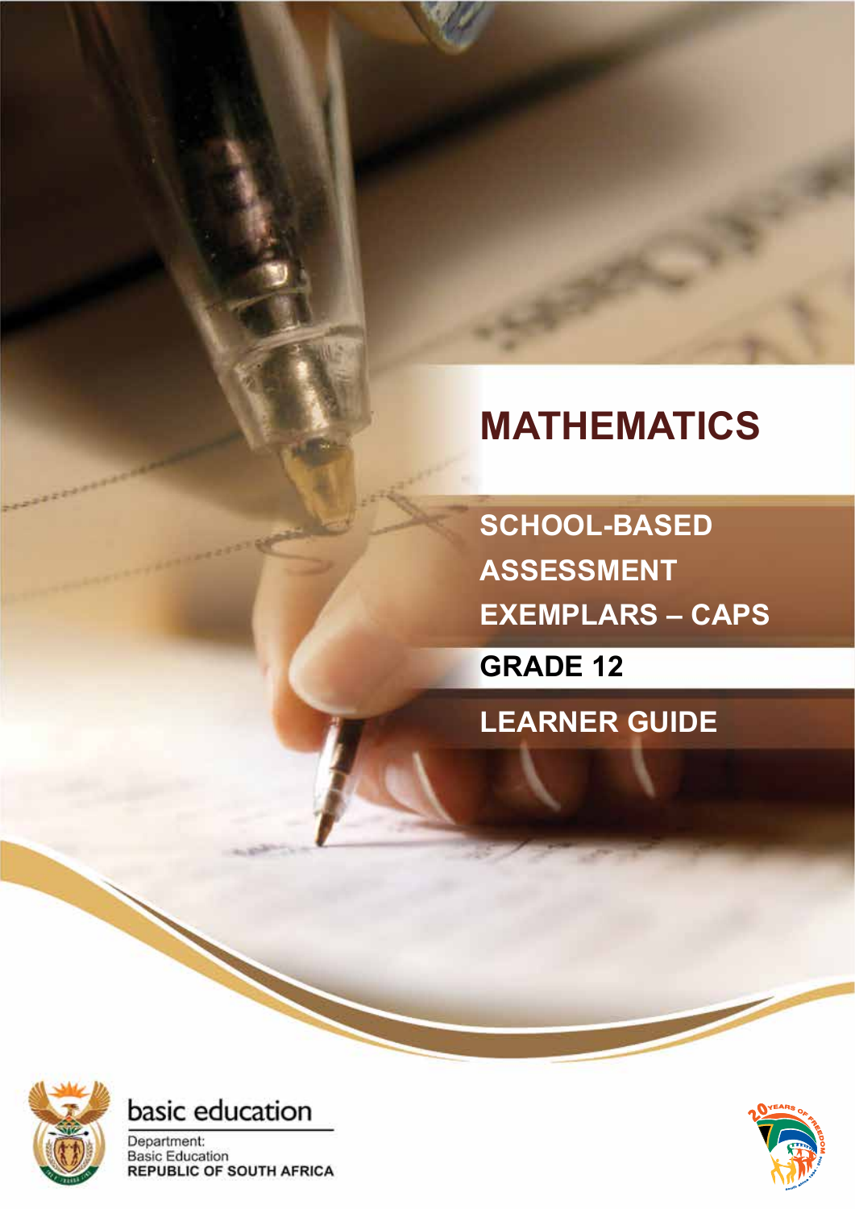# MATHEMATICS

## SCHOOL-BASED ASSESSMENT EXEMPLARS – CAPS

## GRADE 12

## LEARNER GUIDE

basic education

Department:
Basic Education
REPUBLIC OF SOUTH AFRICA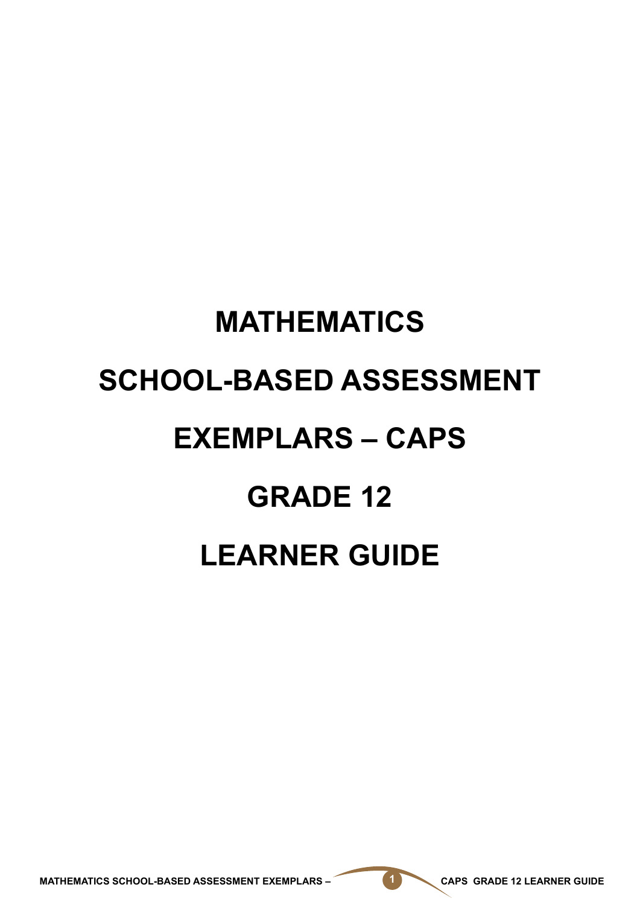# MATHEMATICS

# SCHOOL-BASED ASSESSMENT

# EXEMPLARS – CAPS

# GRADE 12

# LEARNER GUIDE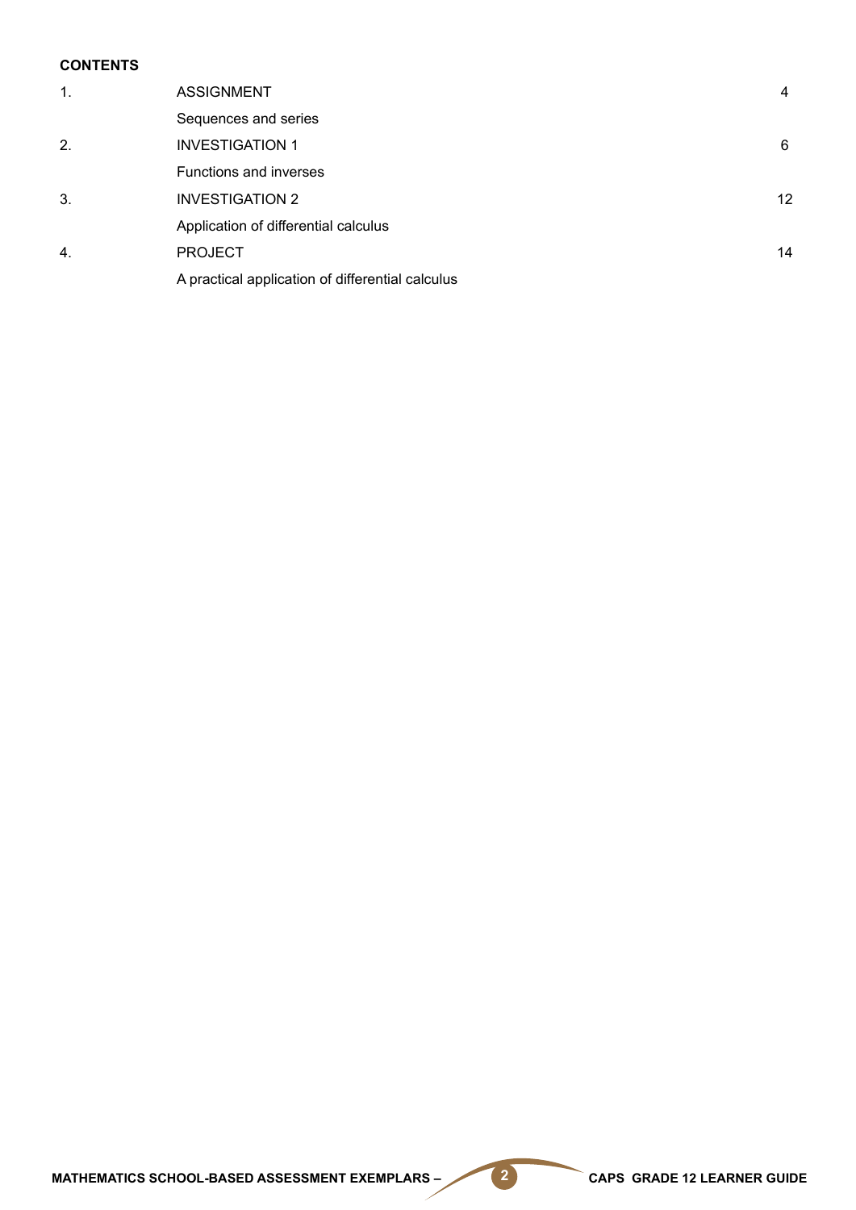**CONTENTS**

| | | |
|---|---|---|
| 1. | ASSIGNMENT | 4 |
| | Sequences and series | |
| 2. | INVESTIGATION 1 | 6 |
| | Functions and inverses | |
| 3. | INVESTIGATION 2 | 12 |
| | Application of differential calculus | |
| 4. | PROJECT | 14 |
| | A practical application of differential calculus | |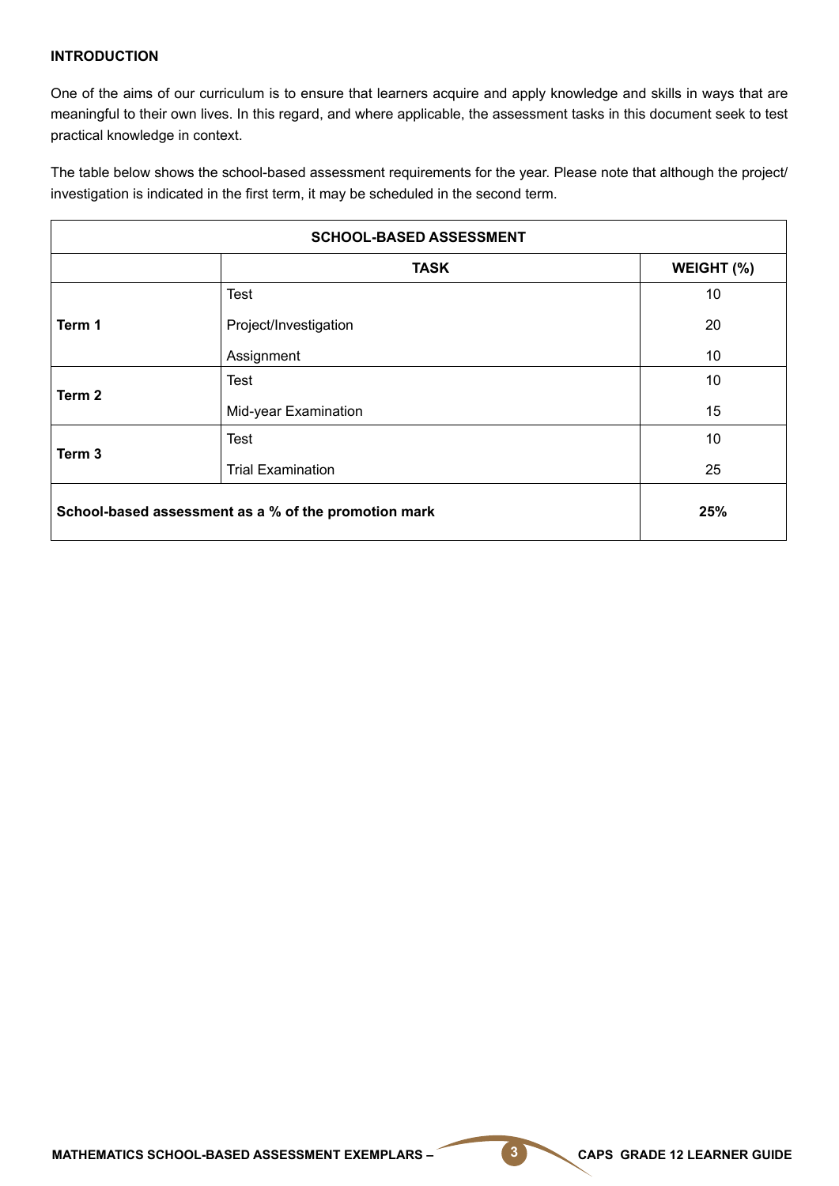**INTRODUCTION**

One of the aims of our curriculum is to ensure that learners acquire and apply knowledge and skills in ways that are meaningful to their own lives. In this regard, and where applicable, the assessment tasks in this document seek to test practical knowledge in context.

The table below shows the school-based assessment requirements for the year. Please note that although the project/investigation is indicated in the first term, it may be scheduled in the second term.

| SCHOOL-BASED ASSESSMENT | | |
|---|---|---|
| | **TASK** | **WEIGHT (%)** |
| **Term 1** | Test | 10 |
| | Project/Investigation | 20 |
| | Assignment | 10 |
| **Term 2** | Test | 10 |
| | Mid-year Examination | 15 |
| **Term 3** | Test | 10 |
| | Trial Examination | 25 |
| **School-based assessment as a % of the promotion mark** | | **25%** |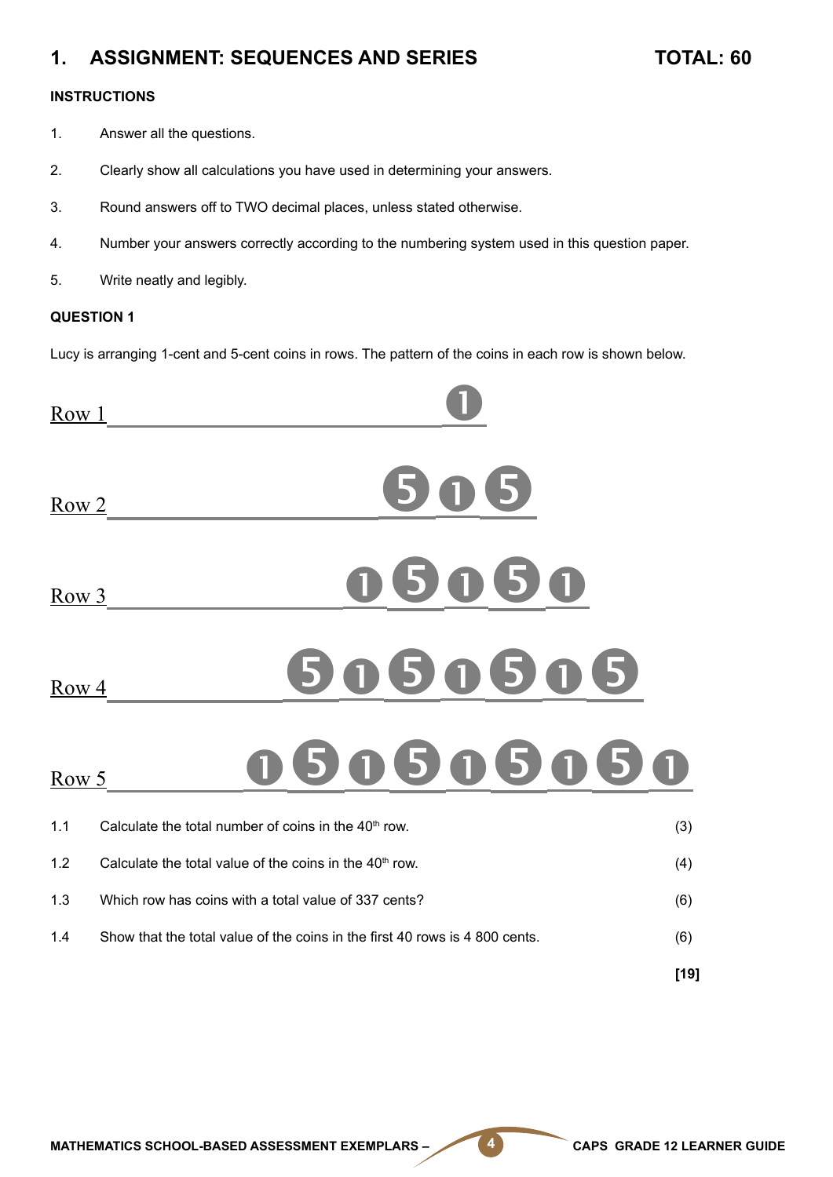## 1. ASSIGNMENT: SEQUENCES AND SERIES

**TOTAL: 60**

**INSTRUCTIONS**

1. Answer all the questions.
2. Clearly show all calculations you have used in determining your answers.
3. Round answers off to TWO decimal places, unless stated otherwise.
4. Number your answers correctly according to the numbering system used in this question paper.
5. Write neatly and legibly.

**QUESTION 1**

Lucy is arranging 1-cent and 5-cent coins in rows. The pattern of the coins in each row is shown below.

Row 1: 1

Row 2: 5 1 5

Row 3: 1 5 1 5 1

Row 4: 5 1 5 1 5 1 5

Row 5: 1 5 1 5 1 5 1 5 1

| | | |
|---|---|---|
| 1.1 | Calculate the total number of coins in the 40th row. | (3) |
| 1.2 | Calculate the total value of the coins in the 40th row. | (4) |
| 1.3 | Which row has coins with a total value of 337 cents? | (6) |
| 1.4 | Show that the total value of the coins in the first 40 rows is 4 800 cents. | (6) |
| | | **[19]** |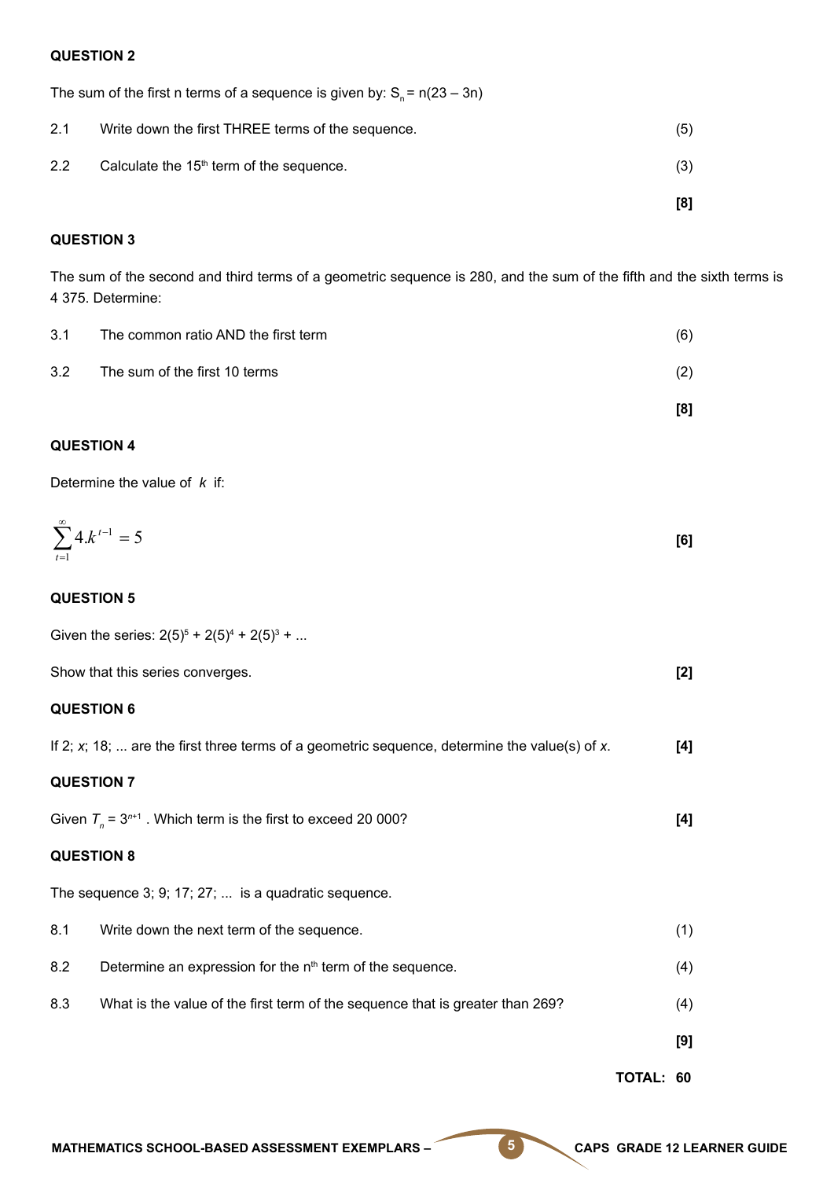**QUESTION 2**

The sum of the first n terms of a sequence is given by: $S_n = n(23 - 3n)$

2.1 Write down the first THREE terms of the sequence. (5)

2.2 Calculate the $15^{th}$ term of the sequence. (3)

**[8]**

**QUESTION 3**

The sum of the second and third terms of a geometric sequence is 280, and the sum of the fifth and the sixth terms is 4 375. Determine:

3.1 The common ratio AND the first term (6)

3.2 The sum of the first 10 terms (2)

**[8]**

**QUESTION 4**

Determine the value of $k$ if:

$$\sum_{t=1}^{\infty} 4.k^{t-1} = 5$$

**[6]**

**QUESTION 5**

Given the series: $2(5)^5 + 2(5)^4 + 2(5)^3 + \ldots$

Show that this series converges. **[2]**

**QUESTION 6**

If 2; $x$; 18; ... are the first three terms of a geometric sequence, determine the value(s) of $x$. **[4]**

**QUESTION 7**

Given $T_n = 3^{n+1}$ . Which term is the first to exceed 20 000? **[4]**

**QUESTION 8**

The sequence 3; 9; 17; 27; ... is a quadratic sequence.

8.1 Write down the next term of the sequence. (1)

8.2 Determine an expression for the $n^{th}$ term of the sequence. (4)

8.3 What is the value of the first term of the sequence that is greater than 269? (4)

**[9]**

**TOTAL: 60**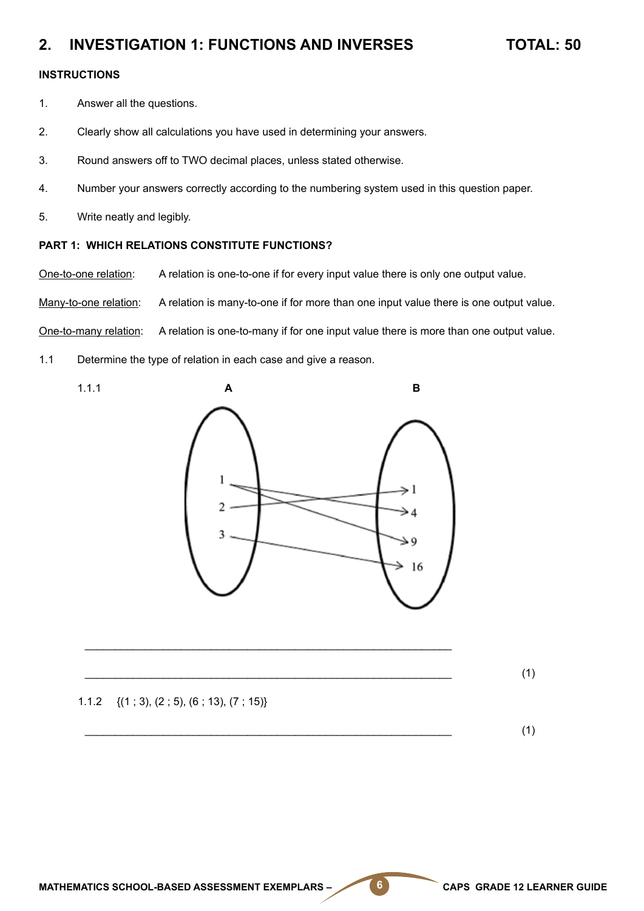## 2. INVESTIGATION 1: FUNCTIONS AND INVERSES TOTAL: 50

**INSTRUCTIONS**

1. Answer all the questions.
2. Clearly show all calculations you have used in determining your answers.
3. Round answers off to TWO decimal places, unless stated otherwise.
4. Number your answers correctly according to the numbering system used in this question paper.
5. Write neatly and legibly.

**PART 1: WHICH RELATIONS CONSTITUTE FUNCTIONS?**

<u>One-to-one relation</u>: A relation is one-to-one if for every input value there is only one output value.

<u>Many-to-one relation</u>: A relation is many-to-one if for more than one input value there is one output value.

<u>One-to-many relation</u>: A relation is one-to-many if for one input value there is more than one output value.

1.1 Determine the type of relation in each case and give a reason.

1.1.1

| A | B |
|---|---|
| 1 | 1 |
| 2 | 4 |
| 3 | 9 |
| | 16 |

(Arrow mapping: 1 → 4; 1 → 9; 2 → 1; 3 → 16)

_______________________________________________________________

_______________________________________________________________ (1)

1.1.2 {(1 ; 3), (2 ; 5), (6 ; 13), (7 ; 15)}

_______________________________________________________________ (1)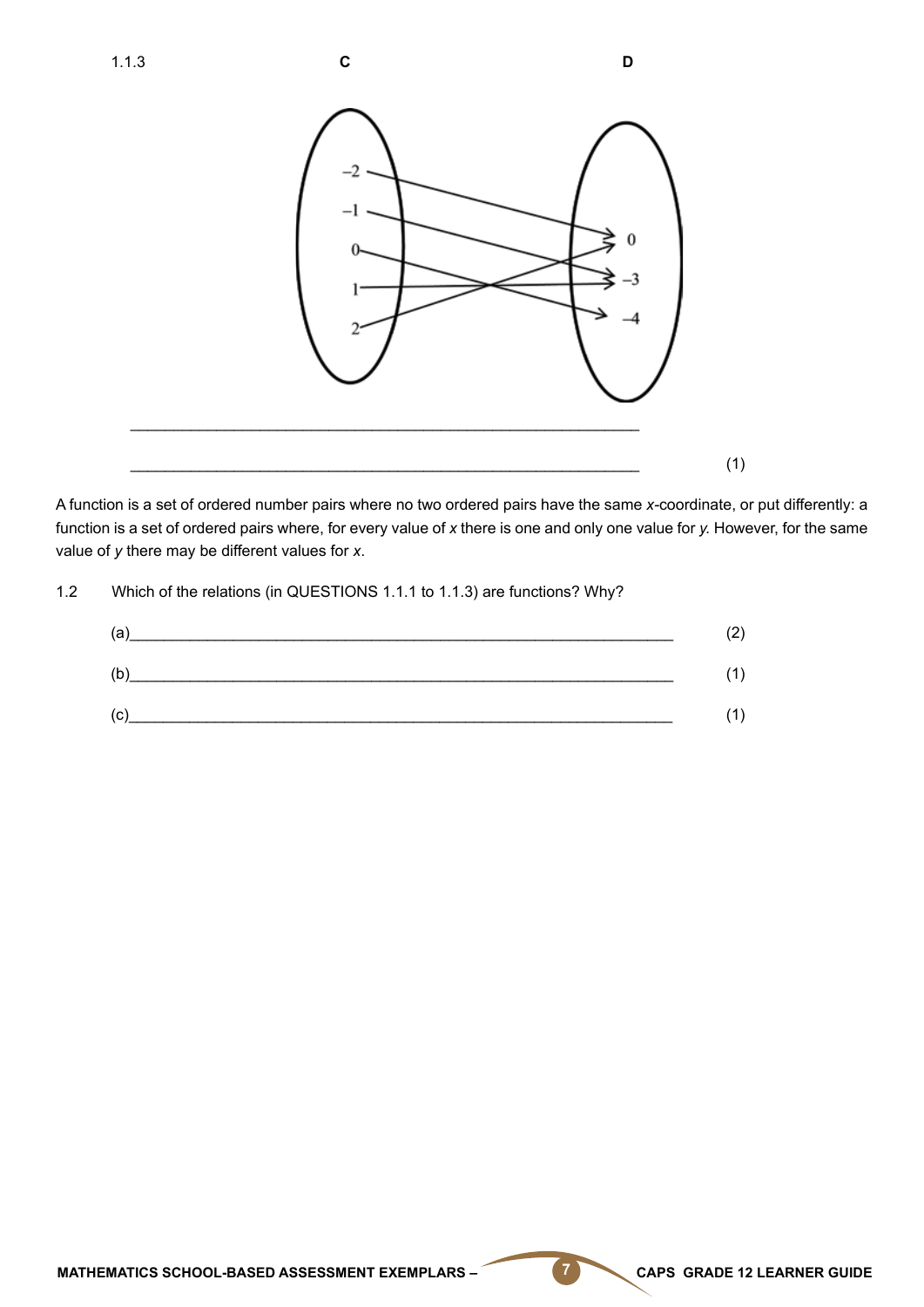1.1.3 

**C** **D**

$-2 \rightarrow 0$

$-1 \rightarrow -3$

$0 \rightarrow -4$

$1 \rightarrow -3$

$2 \rightarrow 0$

\_\_\_\_\_\_\_\_\_\_\_\_\_\_\_\_\_\_\_\_\_\_\_\_\_\_\_\_\_\_\_\_\_\_\_\_\_\_\_\_\_\_\_\_\_\_\_\_\_\_\_\_\_\_\_\_\_\_

\_\_\_\_\_\_\_\_\_\_\_\_\_\_\_\_\_\_\_\_\_\_\_\_\_\_\_\_\_\_\_\_\_\_\_\_\_\_\_\_\_\_\_\_\_\_\_\_\_\_\_\_\_\_\_\_\_\_ (1)

A function is a set of ordered number pairs where no two ordered pairs have the same *x*-coordinate, or put differently: a function is a set of ordered pairs where, for every value of *x* there is one and only one value for *y*. However, for the same value of *y* there may be different values for *x*.

1.2 Which of the relations (in QUESTIONS 1.1.1 to 1.1.3) are functions? Why?

(a)\_\_\_\_\_\_\_\_\_\_\_\_\_\_\_\_\_\_\_\_\_\_\_\_\_\_\_\_\_\_\_\_\_\_\_\_\_\_\_\_\_\_\_\_\_\_\_\_\_\_\_\_\_\_\_\_\_\_ (2)

(b)\_\_\_\_\_\_\_\_\_\_\_\_\_\_\_\_\_\_\_\_\_\_\_\_\_\_\_\_\_\_\_\_\_\_\_\_\_\_\_\_\_\_\_\_\_\_\_\_\_\_\_\_\_\_\_\_\_\_ (1)

(c)\_\_\_\_\_\_\_\_\_\_\_\_\_\_\_\_\_\_\_\_\_\_\_\_\_\_\_\_\_\_\_\_\_\_\_\_\_\_\_\_\_\_\_\_\_\_\_\_\_\_\_\_\_\_\_\_\_\_ (1)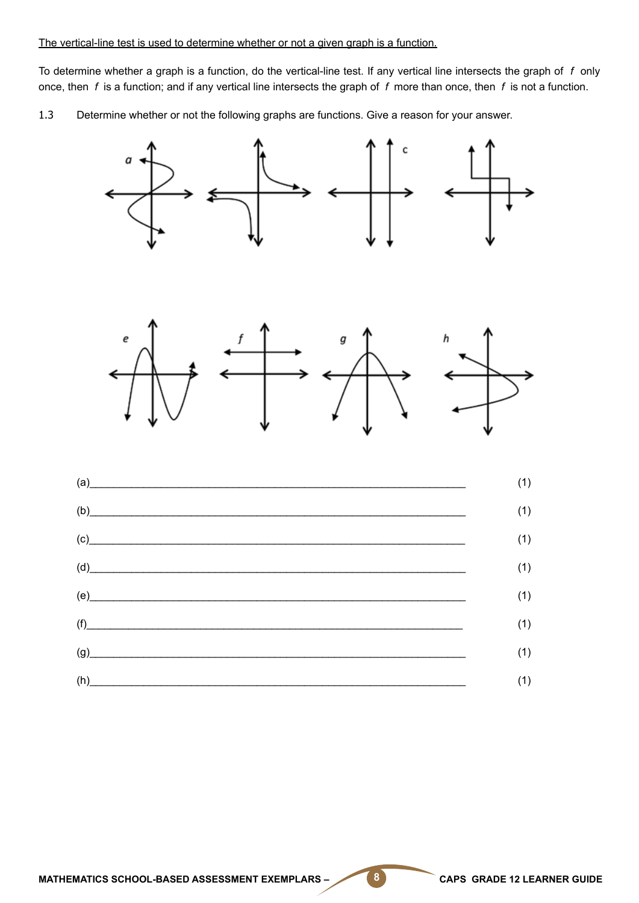The vertical-line test is used to determine whether or not a given graph is a function.

To determine whether a graph is a function, do the vertical-line test. If any vertical line intersects the graph of $f$ only once, then $f$ is a function; and if any vertical line intersects the graph of $f$ more than once, then $f$ is not a function.

1.3 Determine whether or not the following graphs are functions. Give a reason for your answer.

(a)\_\_\_\_\_\_\_\_\_\_\_\_\_\_\_\_\_\_\_\_\_\_\_\_\_\_\_\_\_\_\_\_\_\_\_\_\_\_\_\_\_\_\_\_\_\_\_\_\_\_\_\_\_\_\_\_\_\_\_\_ (1)

(b)\_\_\_\_\_\_\_\_\_\_\_\_\_\_\_\_\_\_\_\_\_\_\_\_\_\_\_\_\_\_\_\_\_\_\_\_\_\_\_\_\_\_\_\_\_\_\_\_\_\_\_\_\_\_\_\_\_\_\_\_ (1)

(c)\_\_\_\_\_\_\_\_\_\_\_\_\_\_\_\_\_\_\_\_\_\_\_\_\_\_\_\_\_\_\_\_\_\_\_\_\_\_\_\_\_\_\_\_\_\_\_\_\_\_\_\_\_\_\_\_\_\_\_\_ (1)

(d)\_\_\_\_\_\_\_\_\_\_\_\_\_\_\_\_\_\_\_\_\_\_\_\_\_\_\_\_\_\_\_\_\_\_\_\_\_\_\_\_\_\_\_\_\_\_\_\_\_\_\_\_\_\_\_\_\_\_\_\_ (1)

(e)\_\_\_\_\_\_\_\_\_\_\_\_\_\_\_\_\_\_\_\_\_\_\_\_\_\_\_\_\_\_\_\_\_\_\_\_\_\_\_\_\_\_\_\_\_\_\_\_\_\_\_\_\_\_\_\_\_\_\_\_ (1)

(f)\_\_\_\_\_\_\_\_\_\_\_\_\_\_\_\_\_\_\_\_\_\_\_\_\_\_\_\_\_\_\_\_\_\_\_\_\_\_\_\_\_\_\_\_\_\_\_\_\_\_\_\_\_\_\_\_\_\_\_\_ (1)

(g)\_\_\_\_\_\_\_\_\_\_\_\_\_\_\_\_\_\_\_\_\_\_\_\_\_\_\_\_\_\_\_\_\_\_\_\_\_\_\_\_\_\_\_\_\_\_\_\_\_\_\_\_\_\_\_\_\_\_\_\_ (1)

(h)\_\_\_\_\_\_\_\_\_\_\_\_\_\_\_\_\_\_\_\_\_\_\_\_\_\_\_\_\_\_\_\_\_\_\_\_\_\_\_\_\_\_\_\_\_\_\_\_\_\_\_\_\_\_\_\_\_\_\_\_ (1)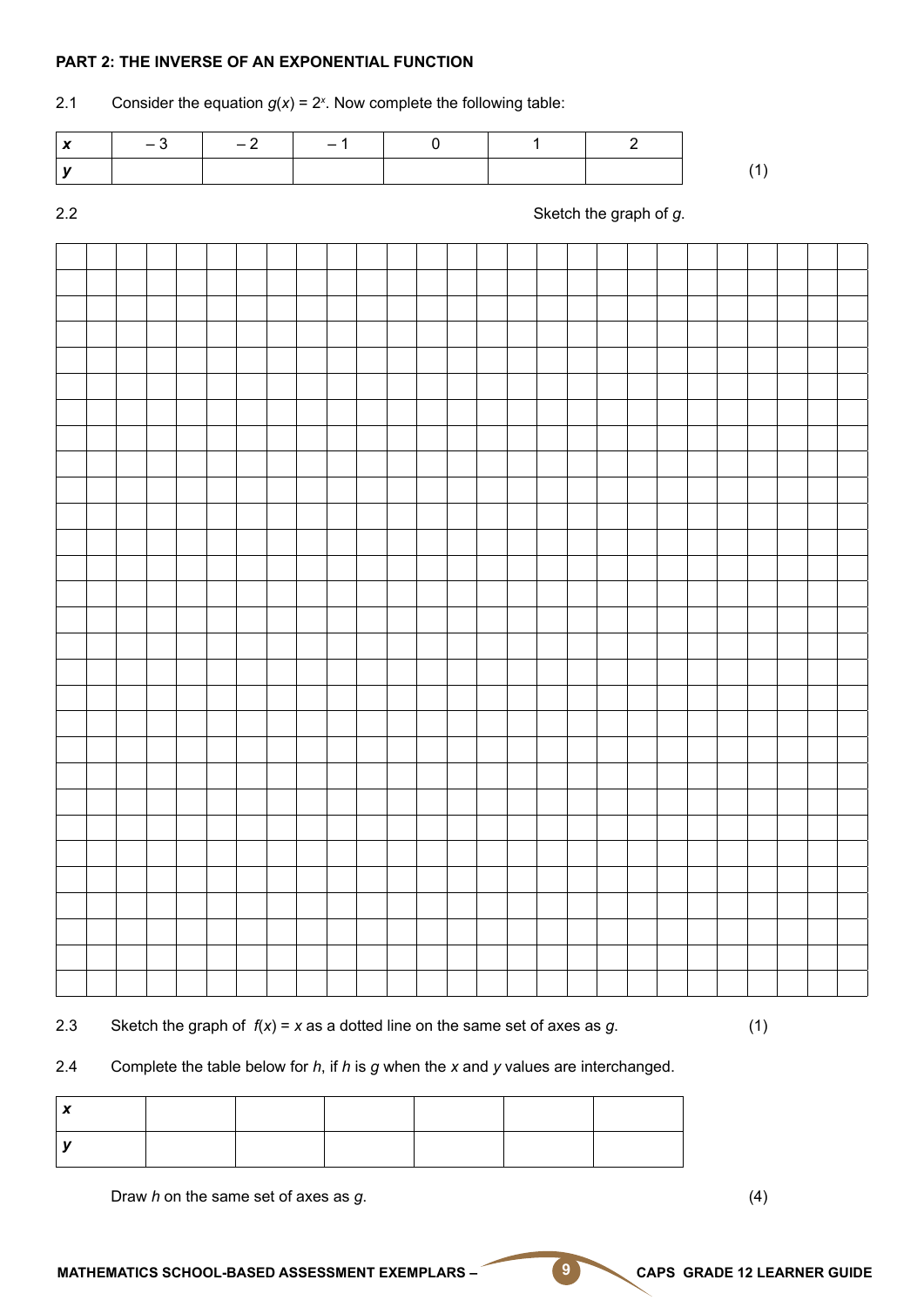**PART 2: THE INVERSE OF AN EXPONENTIAL FUNCTION**

2.1 Consider the equation $g(x) = 2^x$. Now complete the following table:

| $x$ | $-3$ | $-2$ | $-1$ | $0$ | $1$ | $2$ |
|---|---|---|---|---|---|---|
| $y$ | | | | | | |

(1)

2.2 Sketch the graph of $g$.

2.3 Sketch the graph of $f(x) = x$ as a dotted line on the same set of axes as $g$. (1)

2.4 Complete the table below for $h$, if $h$ is $g$ when the $x$ and $y$ values are interchanged.

| $x$ | | | | | | |
|---|---|---|---|---|---|---|
| $y$ | | | | | | |

Draw $h$ on the same set of axes as $g$. (4)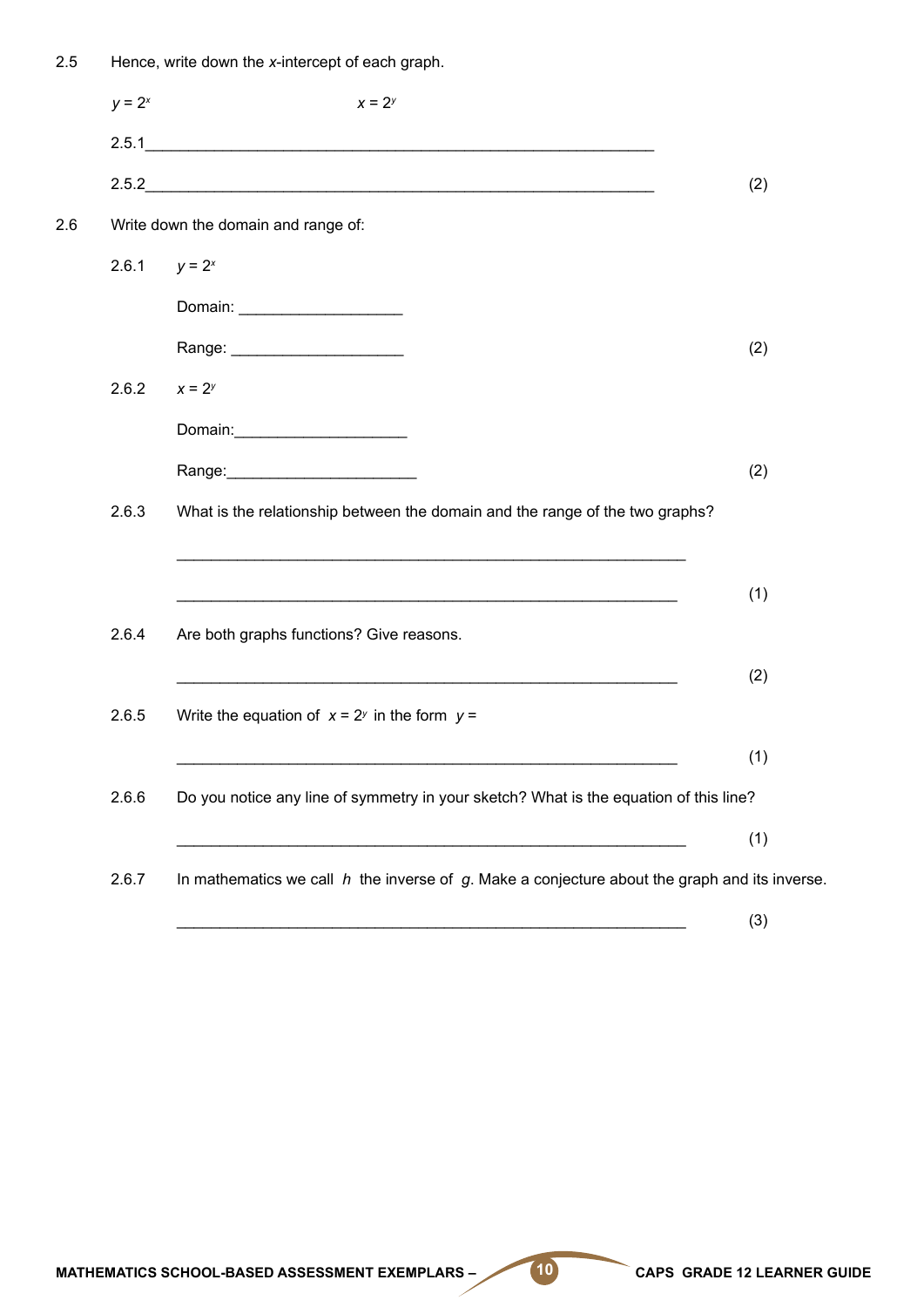2.5 Hence, write down the $x$-intercept of each graph.

$y = 2^x$ $x = 2^y$

2.5.1____________________________________________________________

2.5.2____________________________________________________________ (2)

2.6 Write down the domain and range of:

2.6.1 $y = 2^x$

Domain: ___________________

Range: ____________________ (2)

2.6.2 $x = 2^y$

Domain:____________________

Range:______________________ (2)

2.6.3 What is the relationship between the domain and the range of the two graphs?

____________________________________________________________

____________________________________________________________ (1)

2.6.4 Are both graphs functions? Give reasons.

____________________________________________________________ (2)

2.6.5 Write the equation of $x = 2^y$ in the form $y =$

____________________________________________________________ (1)

2.6.6 Do you notice any line of symmetry in your sketch? What is the equation of this line?

____________________________________________________________ (1)

2.6.7 In mathematics we call $h$ the inverse of $g$. Make a conjecture about the graph and its inverse.

____________________________________________________________ (3)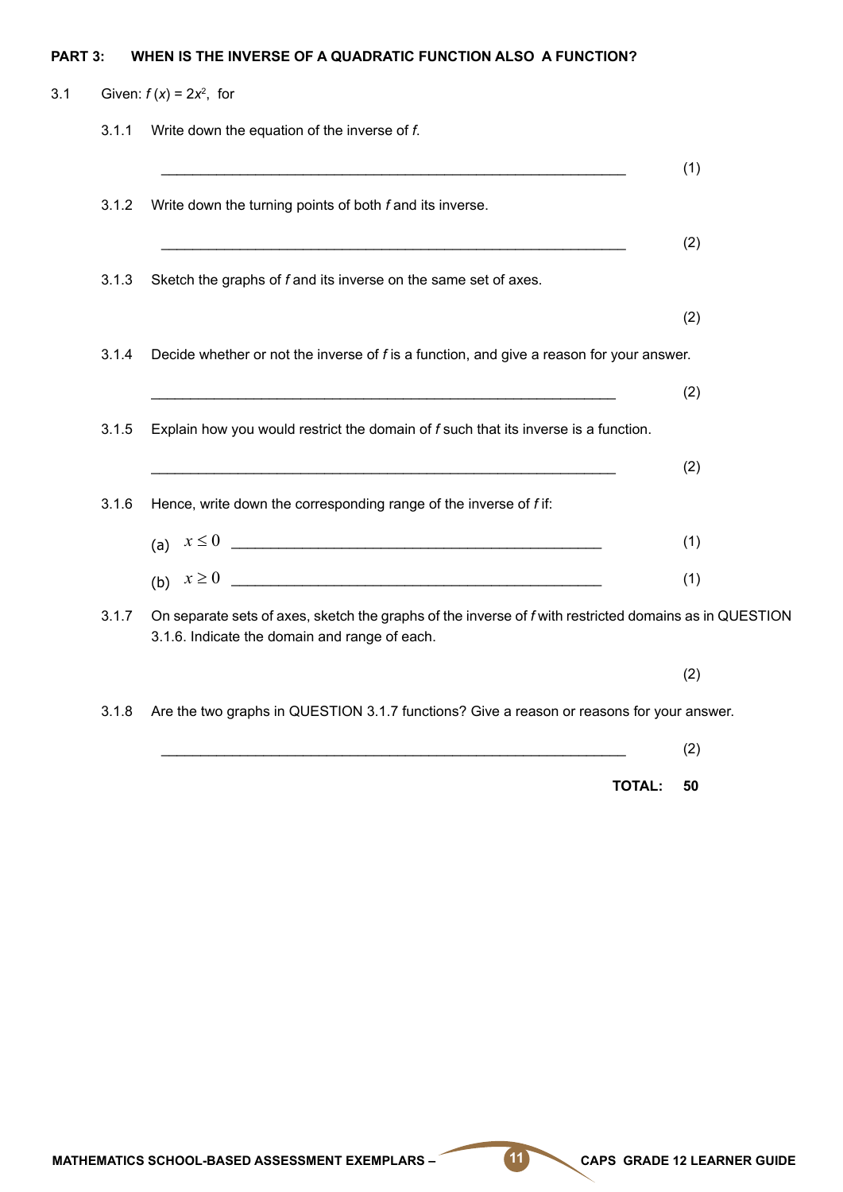**PART 3: WHEN IS THE INVERSE OF A QUADRATIC FUNCTION ALSO A FUNCTION?**

3.1 Given: $f(x) = 2x^2$, for

3.1.1 Write down the equation of the inverse of *f*.

______________________________________________________________ (1)

3.1.2 Write down the turning points of both *f* and its inverse.

______________________________________________________________ (2)

3.1.3 Sketch the graphs of *f* and its inverse on the same set of axes.

(2)

3.1.4 Decide whether or not the inverse of *f* is a function, and give a reason for your answer.

______________________________________________________________ (2)

3.1.5 Explain how you would restrict the domain of *f* such that its inverse is a function.

______________________________________________________________ (2)

3.1.6 Hence, write down the corresponding range of the inverse of *f* if:

(a) $x \leq 0$ ______________________________________________ (1)

(b) $x \geq 0$ ______________________________________________ (1)

3.1.7 On separate sets of axes, sketch the graphs of the inverse of *f* with restricted domains as in QUESTION 3.1.6. Indicate the domain and range of each.

(2)

3.1.8 Are the two graphs in QUESTION 3.1.7 functions? Give a reason or reasons for your answer.

______________________________________________________________ (2)

**TOTAL: 50**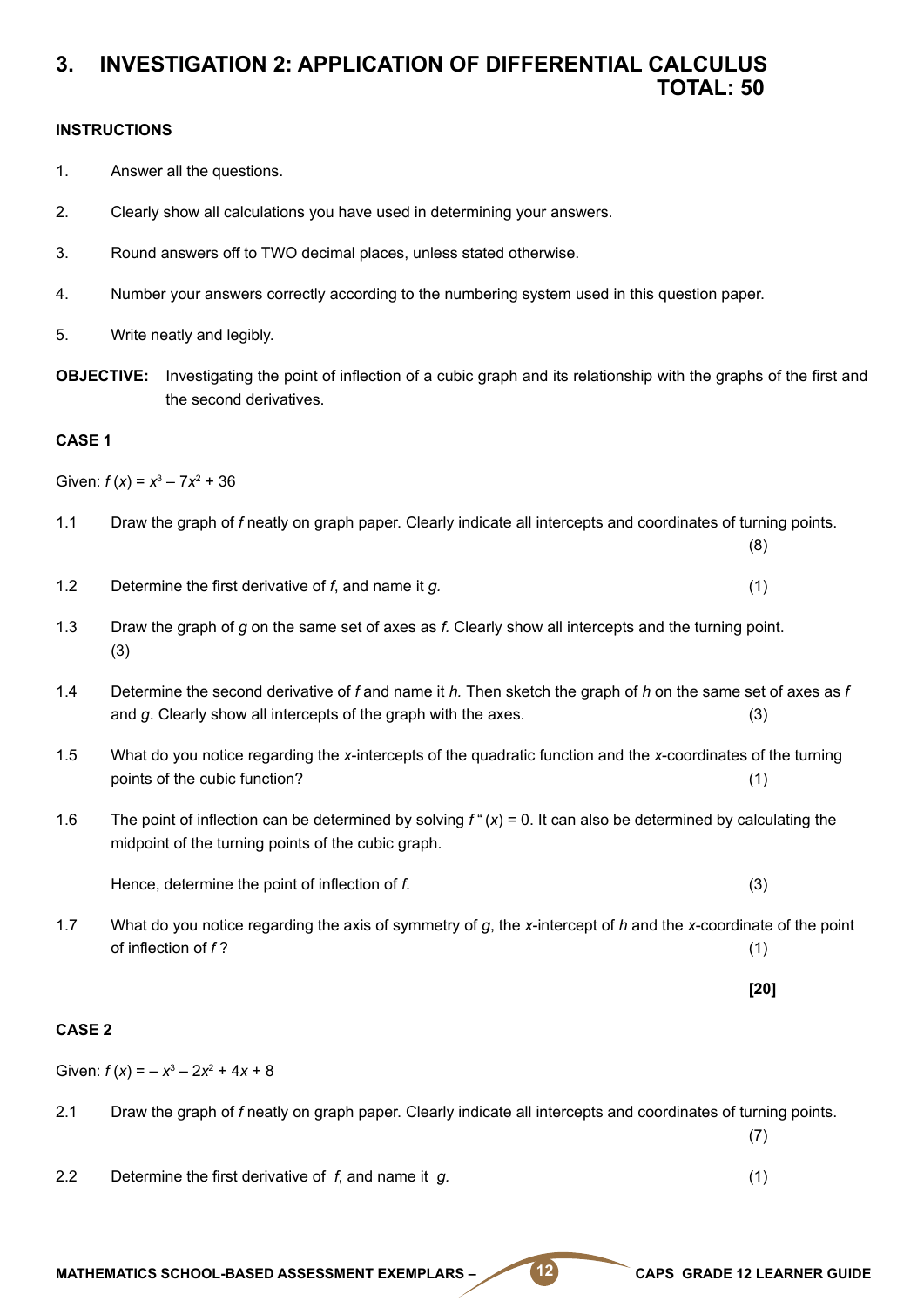# 3. INVESTIGATION 2: APPLICATION OF DIFFERENTIAL CALCULUS

**TOTAL: 50**

**INSTRUCTIONS**

1. Answer all the questions.
2. Clearly show all calculations you have used in determining your answers.
3. Round answers off to TWO decimal places, unless stated otherwise.
4. Number your answers correctly according to the numbering system used in this question paper.
5. Write neatly and legibly.

**OBJECTIVE:** Investigating the point of inflection of a cubic graph and its relationship with the graphs of the first and the second derivatives.

**CASE 1**

Given: $f(x) = x^3 - 7x^2 + 36$

1.1 Draw the graph of $f$ neatly on graph paper. Clearly indicate all intercepts and coordinates of turning points. (8)

1.2 Determine the first derivative of $f$, and name it $g$. (1)

1.3 Draw the graph of $g$ on the same set of axes as $f$. Clearly show all intercepts and the turning point. (3)

1.4 Determine the second derivative of $f$ and name it $h$. Then sketch the graph of $h$ on the same set of axes as $f$ and $g$. Clearly show all intercepts of the graph with the axes. (3)

1.5 What do you notice regarding the $x$-intercepts of the quadratic function and the $x$-coordinates of the turning points of the cubic function? (1)

1.6 The point of inflection can be determined by solving $f''(x) = 0$. It can also be determined by calculating the midpoint of the turning points of the cubic graph.

Hence, determine the point of inflection of $f$. (3)

1.7 What do you notice regarding the axis of symmetry of $g$, the $x$-intercept of $h$ and the $x$-coordinate of the point of inflection of $f$? (1)

**[20]**

**CASE 2**

Given: $f(x) = -x^3 - 2x^2 + 4x + 8$

2.1 Draw the graph of $f$ neatly on graph paper. Clearly indicate all intercepts and coordinates of turning points. (7)

2.2 Determine the first derivative of $f$, and name it $g$. (1)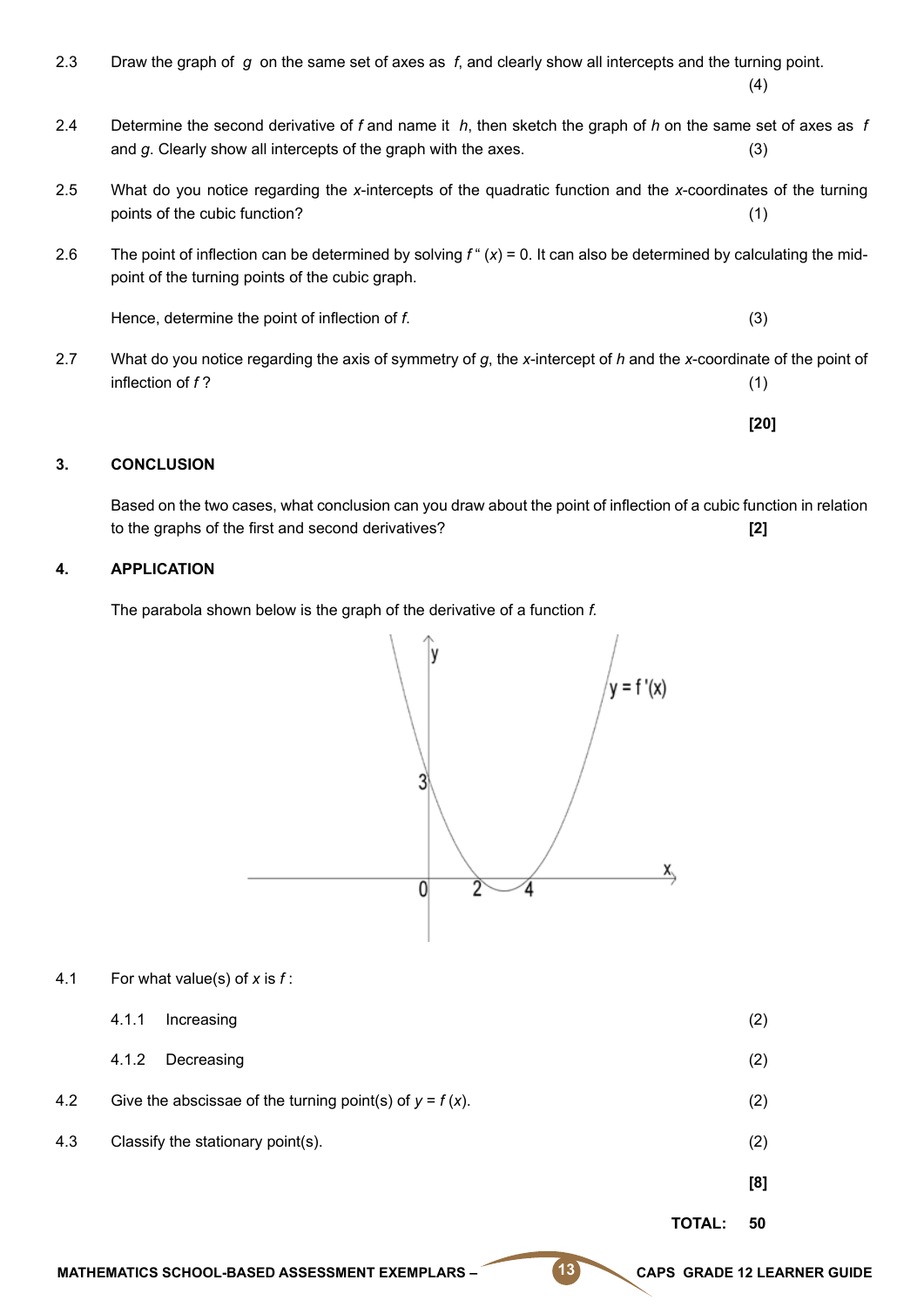2.3 Draw the graph of $g$ on the same set of axes as $f$, and clearly show all intercepts and the turning point. (4)

2.4 Determine the second derivative of $f$ and name it $h$, then sketch the graph of $h$ on the same set of axes as $f$ and $g$. Clearly show all intercepts of the graph with the axes. (3)

2.5 What do you notice regarding the $x$-intercepts of the quadratic function and the $x$-coordinates of the turning points of the cubic function? (1)

2.6 The point of inflection can be determined by solving $f''(x) = 0$. It can also be determined by calculating the mid-point of the turning points of the cubic graph.

Hence, determine the point of inflection of $f$. (3)

2.7 What do you notice regarding the axis of symmetry of $g$, the $x$-intercept of $h$ and the $x$-coordinate of the point of inflection of $f$? (1)

**[20]**

## 3. CONCLUSION

Based on the two cases, what conclusion can you draw about the point of inflection of a cubic function in relation to the graphs of the first and second derivatives? **[2]**

## 4. APPLICATION

The parabola shown below is the graph of the derivative of a function $f$.

4.1 For what value(s) of $x$ is $f$:

4.1.1 Increasing (2)

4.1.2 Decreasing (2)

4.2 Give the abscissae of the turning point(s) of $y = f(x)$. (2)

4.3 Classify the stationary point(s). (2)

**[8]**

**TOTAL: 50**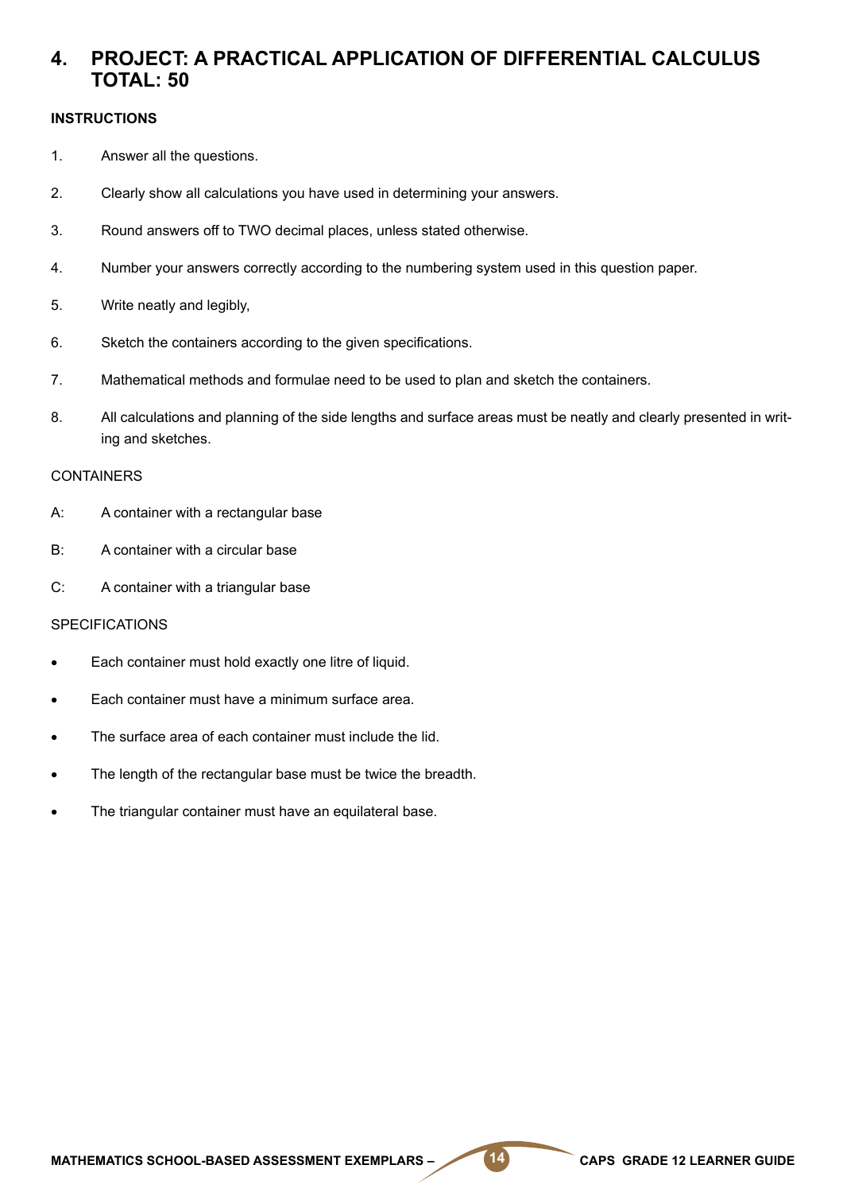## 4. PROJECT: A PRACTICAL APPLICATION OF DIFFERENTIAL CALCULUS TOTAL: 50

**INSTRUCTIONS**

1. Answer all the questions.
2. Clearly show all calculations you have used in determining your answers.
3. Round answers off to TWO decimal places, unless stated otherwise.
4. Number your answers correctly according to the numbering system used in this question paper.
5. Write neatly and legibly,
6. Sketch the containers according to the given specifications.
7. Mathematical methods and formulae need to be used to plan and sketch the containers.
8. All calculations and planning of the side lengths and surface areas must be neatly and clearly presented in writing and sketches.

CONTAINERS

A: A container with a rectangular base

B: A container with a circular base

C: A container with a triangular base

SPECIFICATIONS

- Each container must hold exactly one litre of liquid.
- Each container must have a minimum surface area.
- The surface area of each container must include the lid.
- The length of the rectangular base must be twice the breadth.
- The triangular container must have an equilateral base.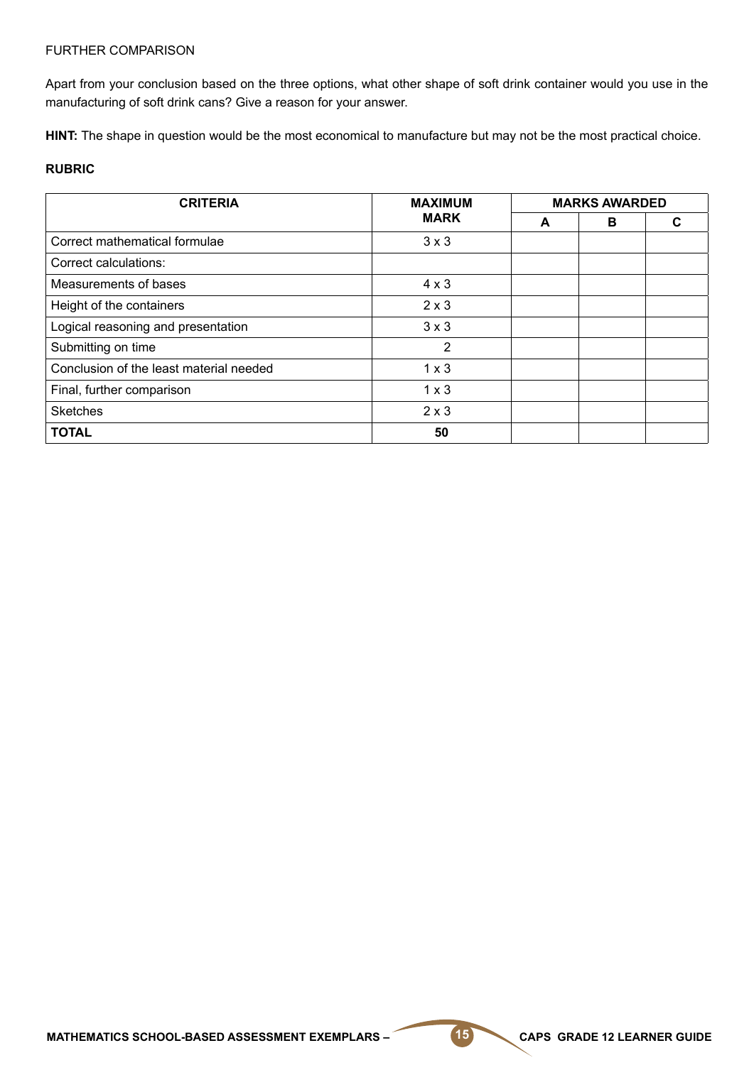FURTHER COMPARISON

Apart from your conclusion based on the three options, what other shape of soft drink container would you use in the manufacturing of soft drink cans? Give a reason for your answer.

**HINT:** The shape in question would be the most economical to manufacture but may not be the most practical choice.

**RUBRIC**

| CRITERIA | MAXIMUM MARK | MARKS AWARDED | | |
|---|---|---|---|---|
| | | **A** | **B** | **C** |
| Correct mathematical formulae | 3 x 3 | | | |
| Correct calculations: | | | | |
| Measurements of bases | 4 x 3 | | | |
| Height of the containers | 2 x 3 | | | |
| Logical reasoning and presentation | 3 x 3 | | | |
| Submitting on time | 2 | | | |
| Conclusion of the least material needed | 1 x 3 | | | |
| Final, further comparison | 1 x 3 | | | |
| Sketches | 2 x 3 | | | |
| **TOTAL** | **50** | | | |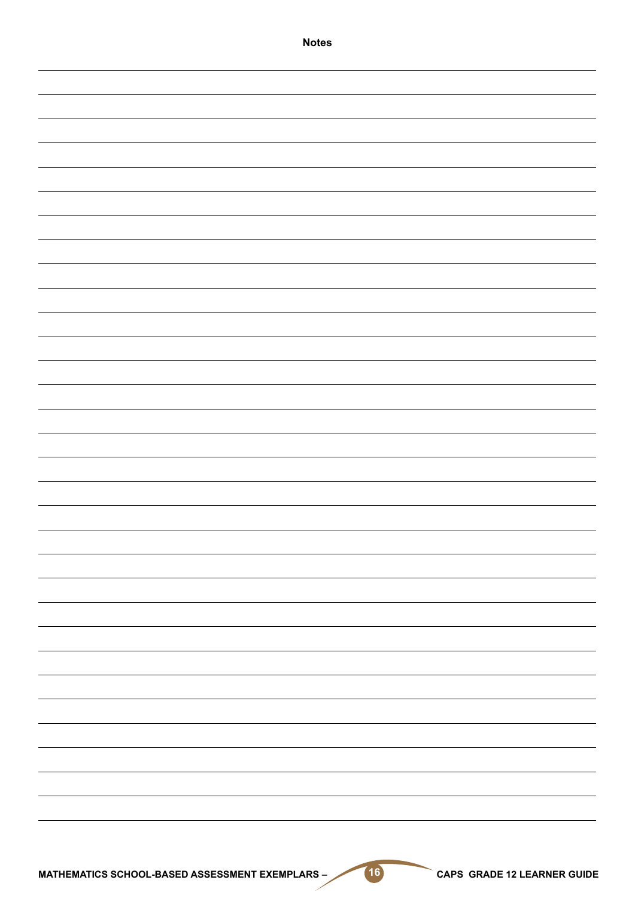**Notes**